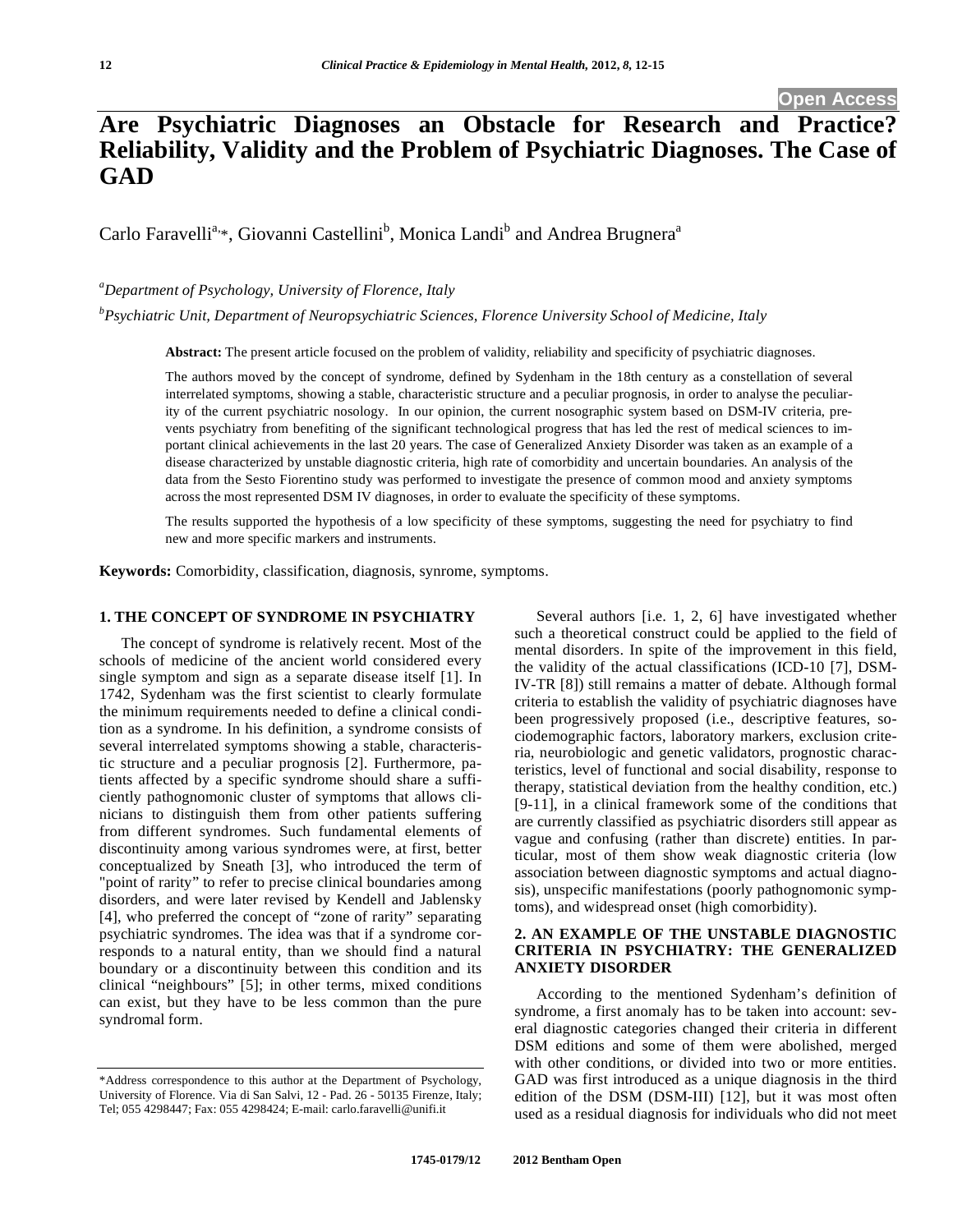# Are Psychiatric Diagnoses an Obstacle for Research and Practice? Reliability, Validity and the Problem of Psychiatric Diagnoses. The Case of GAD

Carlo Faravelli[a,*], Giovanni Castellini[b], Monica Landi[b] and Andrea Brugnera[a]

[a] *Department of Psychology, University of Florence, Italy*

[b] *Psychiatric Unit, Department of Neuropsychiatric Sciences, Florence University School of Medicine, Italy*

**Abstract:** The present article focused on the problem of validity, reliability and specificity of psychiatric diagnoses.

The authors moved by the concept of syndrome, defined by Sydenham in the 18th century as a constellation of several interrelated symptoms, showing a stable, characteristic structure and a peculiar prognosis, in order to analyse the peculiarity of the current psychiatric nosology. In our opinion, the current nosographic system based on DSM-IV criteria, prevents psychiatry from benefiting of the significant technological progress that has led the rest of medical sciences to important clinical achievements in the last 20 years. The case of Generalized Anxiety Disorder was taken as an example of a disease characterized by unstable diagnostic criteria, high rate of comorbidity and uncertain boundaries. An analysis of the data from the Sesto Fiorentino study was performed to investigate the presence of common mood and anxiety symptoms across the most represented DSM IV diagnoses, in order to evaluate the specificity of these symptoms.

The results supported the hypothesis of a low specificity of these symptoms, suggesting the need for psychiatry to find new and more specific markers and instruments.

**Keywords:** Comorbidity, classification, diagnosis, synrome, symptoms.

## 1. THE CONCEPT OF SYNDROME IN PSYCHIATRY

The concept of syndrome is relatively recent. Most of the schools of medicine of the ancient world considered every single symptom and sign as a separate disease itself [1]. In 1742, Sydenham was the first scientist to clearly formulate the minimum requirements needed to define a clinical condition as a syndrome. In his definition, a syndrome consists of several interrelated symptoms showing a stable, characteristic structure and a peculiar prognosis [2]. Furthermore, patients affected by a specific syndrome should share a sufficiently pathognomonic cluster of symptoms that allows clinicians to distinguish them from other patients suffering from different syndromes. Such fundamental elements of discontinuity among various syndromes were, at first, better conceptualized by Sneath [3], who introduced the term of "point of rarity" to refer to precise clinical boundaries among disorders, and were later revised by Kendell and Jablensky [4], who preferred the concept of "zone of rarity" separating psychiatric syndromes. The idea was that if a syndrome corresponds to a natural entity, than we should find a natural boundary or a discontinuity between this condition and its clinical "neighbours" [5]; in other terms, mixed conditions can exist, but they have to be less common than the pure syndromal form.

Several authors [i.e. 1, 2, 6] have investigated whether such a theoretical construct could be applied to the field of mental disorders. In spite of the improvement in this field, the validity of the actual classifications (ICD-10 [7], DSM-IV-TR [8]) still remains a matter of debate. Although formal criteria to establish the validity of psychiatric diagnoses have been progressively proposed (i.e., descriptive features, sociodemographic factors, laboratory markers, exclusion criteria, neurobiologic and genetic validators, prognostic characteristics, level of functional and social disability, response to therapy, statistical deviation from the healthy condition, etc.) [9-11], in a clinical framework some of the conditions that are currently classified as psychiatric disorders still appear as vague and confusing (rather than discrete) entities. In particular, most of them show weak diagnostic criteria (low association between diagnostic symptoms and actual diagnosis), unspecific manifestations (poorly pathognomonic symptoms), and widespread onset (high comorbidity).

## 2. AN EXAMPLE OF THE UNSTABLE DIAGNOSTIC CRITERIA IN PSYCHIATRY: THE GENERALIZED ANXIETY DISORDER

According to the mentioned Sydenham's definition of syndrome, a first anomaly has to be taken into account: several diagnostic categories changed their criteria in different DSM editions and some of them were abolished, merged with other conditions, or divided into two or more entities. GAD was first introduced as a unique diagnosis in the third edition of the DSM (DSM-III) [12], but it was most often used as a residual diagnosis for individuals who did not meet

\*Address correspondence to this author at the Department of Psychology, University of Florence. Via di San Salvi, 12 - Pad. 26 - 50135 Firenze, Italy; Tel; 055 4298447; Fax: 055 4298424; E-mail: carlo.faravelli@unifi.it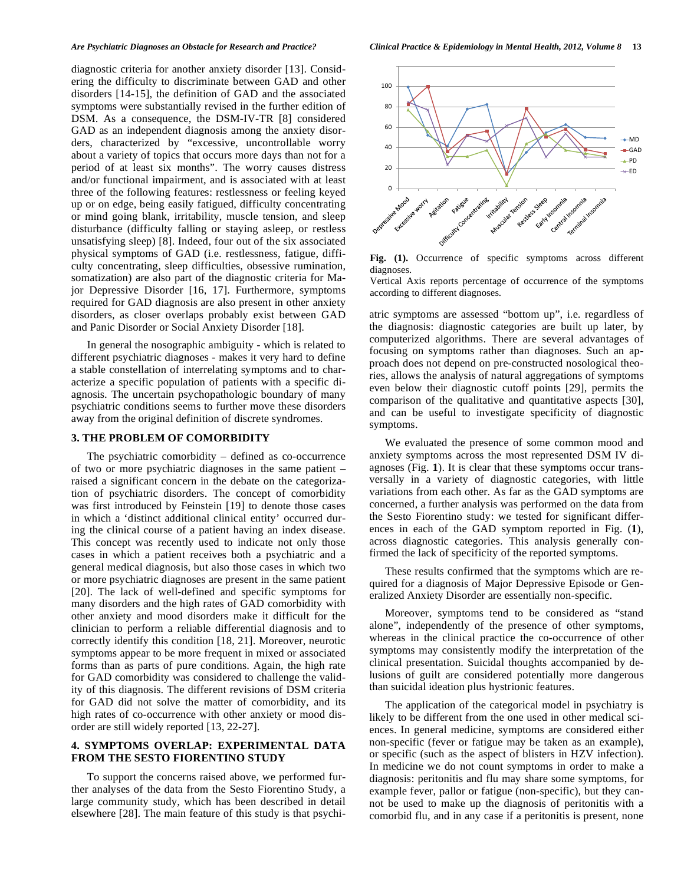diagnostic criteria for another anxiety disorder [13]. Considering the difficulty to discriminate between GAD and other disorders [14-15], the definition of GAD and the associated symptoms were substantially revised in the further edition of DSM. As a consequence, the DSM-IV-TR [8] considered GAD as an independent diagnosis among the anxiety disorders, characterized by "excessive, uncontrollable worry about a variety of topics that occurs more days than not for a period of at least six months". The worry causes distress and/or functional impairment, and is associated with at least three of the following features: restlessness or feeling keyed up or on edge, being easily fatigued, difficulty concentrating or mind going blank, irritability, muscle tension, and sleep disturbance (difficulty falling or staying asleep, or restless unsatisfying sleep) [8]. Indeed, four out of the six associated physical symptoms of GAD (i.e. restlessness, fatigue, difficulty concentrating, sleep difficulties, obsessive rumination, somatization) are also part of the diagnostic criteria for Major Depressive Disorder [16, 17]. Furthermore, symptoms required for GAD diagnosis are also present in other anxiety disorders, as closer overlaps probably exist between GAD and Panic Disorder or Social Anxiety Disorder [18].

In general the nosographic ambiguity - which is related to different psychiatric diagnoses - makes it very hard to define a stable constellation of interrelating symptoms and to characterize a specific population of patients with a specific diagnosis. The uncertain psychopathologic boundary of many psychiatric conditions seems to further move these disorders away from the original definition of discrete syndromes.

## 3. THE PROBLEM OF COMORBIDITY

The psychiatric comorbidity – defined as co-occurrence of two or more psychiatric diagnoses in the same patient – raised a significant concern in the debate on the categorization of psychiatric disorders. The concept of comorbidity was first introduced by Feinstein [19] to denote those cases in which a 'distinct additional clinical entity' occurred during the clinical course of a patient having an index disease. This concept was recently used to indicate not only those cases in which a patient receives both a psychiatric and a general medical diagnosis, but also those cases in which two or more psychiatric diagnoses are present in the same patient [20]. The lack of well-defined and specific symptoms for many disorders and the high rates of GAD comorbidity with other anxiety and mood disorders make it difficult for the clinician to perform a reliable differential diagnosis and to correctly identify this condition [18, 21]. Moreover, neurotic symptoms appear to be more frequent in mixed or associated forms than as parts of pure conditions. Again, the high rate for GAD comorbidity was considered to challenge the validity of this diagnosis. The different revisions of DSM criteria for GAD did not solve the matter of comorbidity, and its high rates of co-occurrence with other anxiety or mood disorder are still widely reported [13, 22-27].

## 4. SYMPTOMS OVERLAP: EXPERIMENTAL DATA FROM THE SESTO FIORENTINO STUDY

To support the concerns raised above, we performed further analyses of the data from the Sesto Fiorentino Study, a large community study, which has been described in detail elsewhere [28]. The main feature of this study is that psychiatric symptoms are assessed "bottom up", i.e. regardless of the diagnosis: diagnostic categories are built up later, by computerized algorithms. There are several advantages of focusing on symptoms rather than diagnoses. Such an approach does not depend on pre-constructed nosological theories, allows the analysis of natural aggregations of symptoms even below their diagnostic cutoff points [29], permits the comparison of the qualitative and quantitative aspects [30], and can be useful to investigate specificity of diagnostic symptoms.

**Fig. (1).** Occurrence of specific symptoms across different diagnoses.
Vertical Axis reports percentage of occurrence of the symptoms according to different diagnoses.

We evaluated the presence of some common mood and anxiety symptoms across the most represented DSM IV diagnoses (Fig. **1**). It is clear that these symptoms occur transversally in a variety of diagnostic categories, with little variations from each other. As far as the GAD symptoms are concerned, a further analysis was performed on the data from the Sesto Fiorentino study: we tested for significant differences in each of the GAD symptom reported in Fig. (**1**), across diagnostic categories. This analysis generally confirmed the lack of specificity of the reported symptoms.

These results confirmed that the symptoms which are required for a diagnosis of Major Depressive Episode or Generalized Anxiety Disorder are essentially non-specific.

Moreover, symptoms tend to be considered as "stand alone", independently of the presence of other symptoms, whereas in the clinical practice the co-occurrence of other symptoms may consistently modify the interpretation of the clinical presentation. Suicidal thoughts accompanied by delusions of guilt are considered potentially more dangerous than suicidal ideation plus hystrionic features.

The application of the categorical model in psychiatry is likely to be different from the one used in other medical sciences. In general medicine, symptoms are considered either non-specific (fever or fatigue may be taken as an example), or specific (such as the aspect of blisters in HZV infection). In medicine we do not count symptoms in order to make a diagnosis: peritonitis and flu may share some symptoms, for example fever, pallor or fatigue (non-specific), but they cannot be used to make up the diagnosis of peritonitis with a comorbid flu, and in any case if a peritonitis is present, none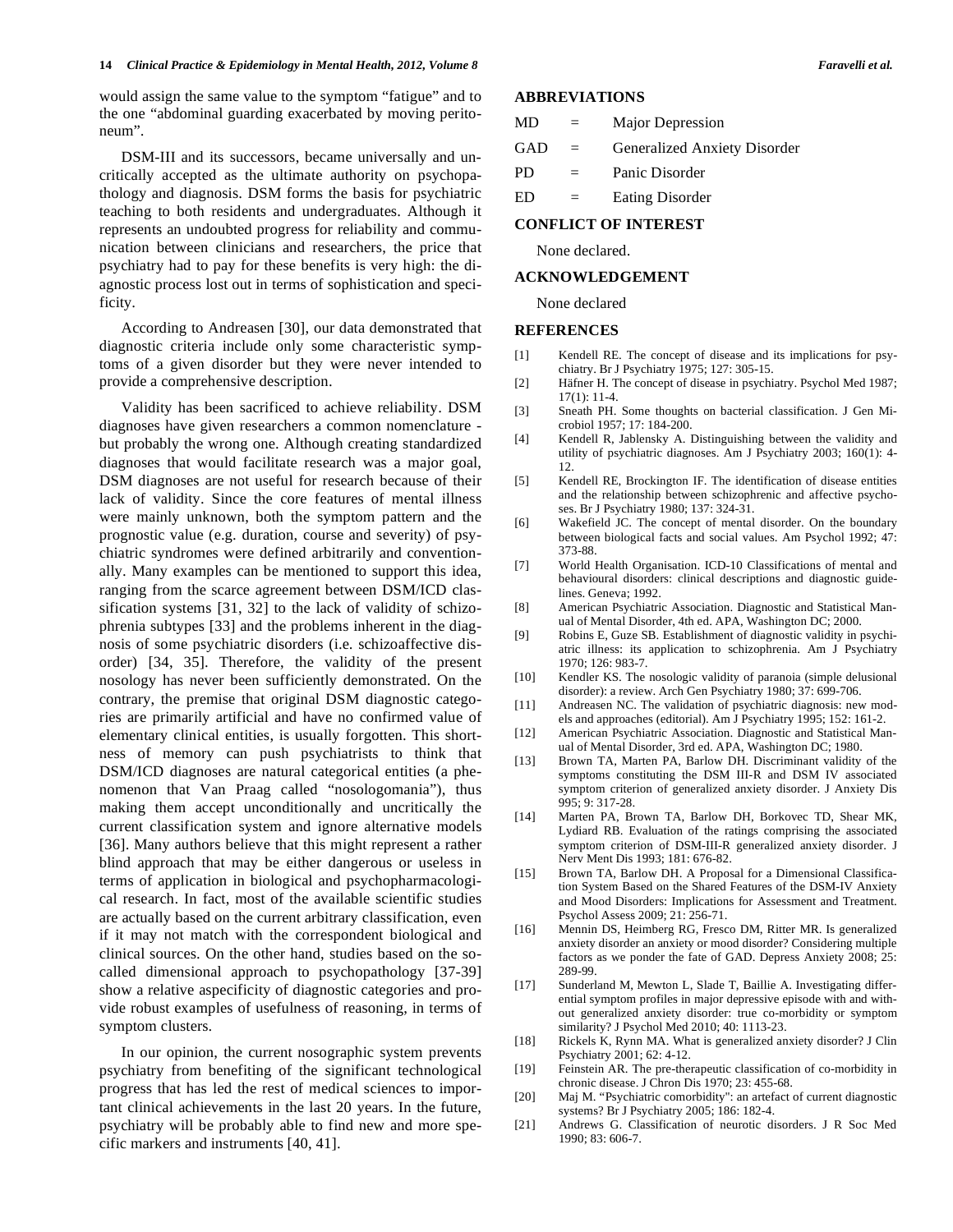would assign the same value to the symptom "fatigue" and to the one "abdominal guarding exacerbated by moving peritoneum".

DSM-III and its successors, became universally and uncritically accepted as the ultimate authority on psychopathology and diagnosis. DSM forms the basis for psychiatric teaching to both residents and undergraduates. Although it represents an undoubted progress for reliability and communication between clinicians and researchers, the price that psychiatry had to pay for these benefits is very high: the diagnostic process lost out in terms of sophistication and specificity.

According to Andreasen [30], our data demonstrated that diagnostic criteria include only some characteristic symptoms of a given disorder but they were never intended to provide a comprehensive description.

Validity has been sacrificed to achieve reliability. DSM diagnoses have given researchers a common nomenclature - but probably the wrong one. Although creating standardized diagnoses that would facilitate research was a major goal, DSM diagnoses are not useful for research because of their lack of validity. Since the core features of mental illness were mainly unknown, both the symptom pattern and the prognostic value (e.g. duration, course and severity) of psychiatric syndromes were defined arbitrarily and conventionally. Many examples can be mentioned to support this idea, ranging from the scarce agreement between DSM/ICD classification systems [31, 32] to the lack of validity of schizophrenia subtypes [33] and the problems inherent in the diagnosis of some psychiatric disorders (i.e. schizoaffective disorder) [34, 35]. Therefore, the validity of the present nosology has never been sufficiently demonstrated. On the contrary, the premise that original DSM diagnostic categories are primarily artificial and have no confirmed value of elementary clinical entities, is usually forgotten. This shortness of memory can push psychiatrists to think that DSM/ICD diagnoses are natural categorical entities (a phenomenon that Van Praag called "nosologomania"), thus making them accept unconditionally and uncritically the current classification system and ignore alternative models [36]. Many authors believe that this might represent a rather blind approach that may be either dangerous or useless in terms of application in biological and psychopharmacological research. In fact, most of the available scientific studies are actually based on the current arbitrary classification, even if it may not match with the correspondent biological and clinical sources. On the other hand, studies based on the so-called dimensional approach to psychopathology [37-39] show a relative aspecificity of diagnostic categories and provide robust examples of usefulness of reasoning, in terms of symptom clusters.

In our opinion, the current nosographic system prevents psychiatry from benefiting of the significant technological progress that has led the rest of medical sciences to important clinical achievements in the last 20 years. In the future, psychiatry will be probably able to find new and more specific markers and instruments [40, 41].

## ABBREVIATIONS

MD = Major Depression

GAD = Generalized Anxiety Disorder

PD = Panic Disorder

ED = Eating Disorder

## CONFLICT OF INTEREST

None declared.

## ACKNOWLEDGEMENT

None declared

## REFERENCES

[1] Kendell RE. The concept of disease and its implications for psychiatry. Br J Psychiatry 1975; 127: 305-15.

[2] Häfner H. The concept of disease in psychiatry. Psychol Med 1987; 17(1): 11-4.

[3] Sneath PH. Some thoughts on bacterial classification. J Gen Microbiol 1957; 17: 184-200.

[4] Kendell R, Jablensky A. Distinguishing between the validity and utility of psychiatric diagnoses. Am J Psychiatry 2003; 160(1): 4-12.

[5] Kendell RE, Brockington IF. The identification of disease entities and the relationship between schizophrenic and affective psychoses. Br J Psychiatry 1980; 137: 324-31.

[6] Wakefield JC. The concept of mental disorder. On the boundary between biological facts and social values. Am Psychol 1992; 47: 373-88.

[7] World Health Organisation. ICD-10 Classifications of mental and behavioural disorders: clinical descriptions and diagnostic guidelines. Geneva; 1992.

[8] American Psychiatric Association. Diagnostic and Statistical Manual of Mental Disorder, 4th ed. APA, Washington DC; 2000.

[9] Robins E, Guze SB. Establishment of diagnostic validity in psychiatric illness: its application to schizophrenia. Am J Psychiatry 1970; 126: 983-7.

[10] Kendler KS. The nosologic validity of paranoia (simple delusional disorder): a review. Arch Gen Psychiatry 1980; 37: 699-706.

[11] Andreasen NC. The validation of psychiatric diagnosis: new models and approaches (editorial). Am J Psychiatry 1995; 152: 161-2.

[12] American Psychiatric Association. Diagnostic and Statistical Manual of Mental Disorder, 3rd ed. APA, Washington DC; 1980.

[13] Brown TA, Marten PA, Barlow DH. Discriminant validity of the symptoms constituting the DSM III-R and DSM IV associated symptom criterion of generalized anxiety disorder. J Anxiety Dis 995; 9: 317-28.

[14] Marten PA, Brown TA, Barlow DH, Borkovec TD, Shear MK, Lydiard RB. Evaluation of the ratings comprising the associated symptom criterion of DSM-III-R generalized anxiety disorder. J Nerv Ment Dis 1993; 181: 676-82.

[15] Brown TA, Barlow DH. A Proposal for a Dimensional Classification System Based on the Shared Features of the DSM-IV Anxiety and Mood Disorders: Implications for Assessment and Treatment. Psychol Assess 2009; 21: 256-71.

[16] Mennin DS, Heimberg RG, Fresco DM, Ritter MR. Is generalized anxiety disorder an anxiety or mood disorder? Considering multiple factors as we ponder the fate of GAD. Depress Anxiety 2008; 25: 289-99.

[17] Sunderland M, Mewton L, Slade T, Baillie A. Investigating differential symptom profiles in major depressive episode with and without generalized anxiety disorder: true co-morbidity or symptom similarity? J Psychol Med 2010; 40: 1113-23.

[18] Rickels K, Rynn MA. What is generalized anxiety disorder? J Clin Psychiatry 2001; 62: 4-12.

[19] Feinstein AR. The pre-therapeutic classification of co-morbidity in chronic disease. J Chron Dis 1970; 23: 455-68.

[20] Maj M. "Psychiatric comorbidity": an artefact of current diagnostic systems? Br J Psychiatry 2005; 186: 182-4.

[21] Andrews G. Classification of neurotic disorders. J R Soc Med 1990; 83: 606-7.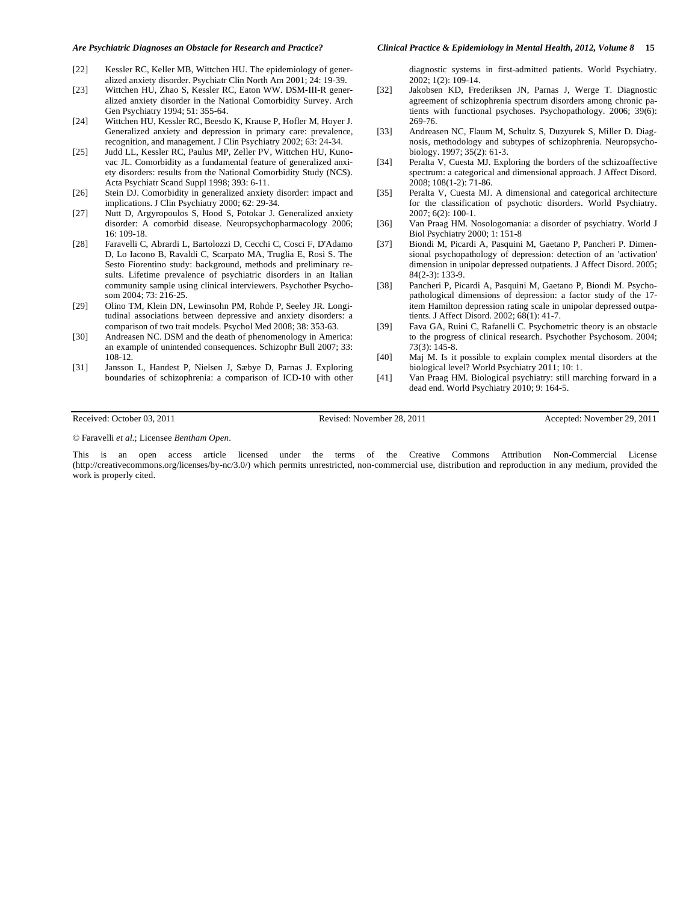[22] Kessler RC, Keller MB, Wittchen HU. The epidemiology of generalized anxiety disorder. Psychiatr Clin North Am 2001; 24: 19-39.

[23] Wittchen HU, Zhao S, Kessler RC, Eaton WW. DSM-III-R generalized anxiety disorder in the National Comorbidity Survey. Arch Gen Psychiatry 1994; 51: 355-64.

[24] Wittchen HU, Kessler RC, Beesdo K, Krause P, Hofler M, Hoyer J. Generalized anxiety and depression in primary care: prevalence, recognition, and management. J Clin Psychiatry 2002; 63: 24-34.

[25] Judd LL, Kessler RC, Paulus MP, Zeller PV, Wittchen HU, Kunovac JL. Comorbidity as a fundamental feature of generalized anxiety disorders: results from the National Comorbidity Study (NCS). Acta Psychiatr Scand Suppl 1998; 393: 6-11.

[26] Stein DJ. Comorbidity in generalized anxiety disorder: impact and implications. J Clin Psychiatry 2000; 62: 29-34.

[27] Nutt D, Argyropoulos S, Hood S, Potokar J. Generalized anxiety disorder: A comorbid disease. Neuropsychopharmacology 2006; 16: 109-18.

[28] Faravelli C, Abrardi L, Bartolozzi D, Cecchi C, Cosci F, D'Adamo D, Lo Iacono B, Ravaldi C, Scarpato MA, Truglia E, Rosi S. The Sesto Fiorentino study: background, methods and preliminary results. Lifetime prevalence of psychiatric disorders in an Italian community sample using clinical interviewers. Psychother Psychosom 2004; 73: 216-25.

[29] Olino TM, Klein DN, Lewinsohn PM, Rohde P, Seeley JR. Longitudinal associations between depressive and anxiety disorders: a comparison of two trait models. Psychol Med 2008; 38: 353-63.

[30] Andreasen NC. DSM and the death of phenomenology in America: an example of unintended consequences. Schizophr Bull 2007; 33: 108-12.

[31] Jansson L, Handest P, Nielsen J, Sæbye D, Parnas J. Exploring boundaries of schizophrenia: a comparison of ICD-10 with other diagnostic systems in first-admitted patients. World Psychiatry. 2002; 1(2): 109-14.

[32] Jakobsen KD, Frederiksen JN, Parnas J, Werge T. Diagnostic agreement of schizophrenia spectrum disorders among chronic patients with functional psychoses. Psychopathology. 2006; 39(6): 269-76.

[33] Andreasen NC, Flaum M, Schultz S, Duzyurek S, Miller D. Diagnosis, methodology and subtypes of schizophrenia. Neuropsychobiology. 1997; 35(2): 61-3.

[34] Peralta V, Cuesta MJ. Exploring the borders of the schizoaffective spectrum: a categorical and dimensional approach. J Affect Disord. 2008; 108(1-2): 71-86.

[35] Peralta V, Cuesta MJ. A dimensional and categorical architecture for the classification of psychotic disorders. World Psychiatry. 2007; 6(2): 100-1.

[36] Van Praag HM. Nosologomania: a disorder of psychiatry. World J Biol Psychiatry 2000; 1: 151-8

[37] Biondi M, Picardi A, Pasquini M, Gaetano P, Pancheri P. Dimensional psychopathology of depression: detection of an 'activation' dimension in unipolar depressed outpatients. J Affect Disord. 2005; 84(2-3): 133-9.

[38] Pancheri P, Picardi A, Pasquini M, Gaetano P, Biondi M. Psychopathological dimensions of depression: a factor study of the 17-item Hamilton depression rating scale in unipolar depressed outpatients. J Affect Disord. 2002; 68(1): 41-7.

[39] Fava GA, Ruini C, Rafanelli C. Psychometric theory is an obstacle to the progress of clinical research. Psychother Psychosom. 2004; 73(3): 145-8.

[40] Maj M. Is it possible to explain complex mental disorders at the biological level? World Psychiatry 2011; 10: 1.

[41] Van Praag HM. Biological psychiatry: still marching forward in a dead end. World Psychiatry 2010; 9: 164-5.

Received: October 03, 2011 Revised: November 28, 2011 Accepted: November 29, 2011

© Faravelli *et al.*; Licensee *Bentham Open*.

This is an open access article licensed under the terms of the Creative Commons Attribution Non-Commercial License (http://creativecommons.org/licenses/by-nc/3.0/) which permits unrestricted, non-commercial use, distribution and reproduction in any medium, provided the work is properly cited.